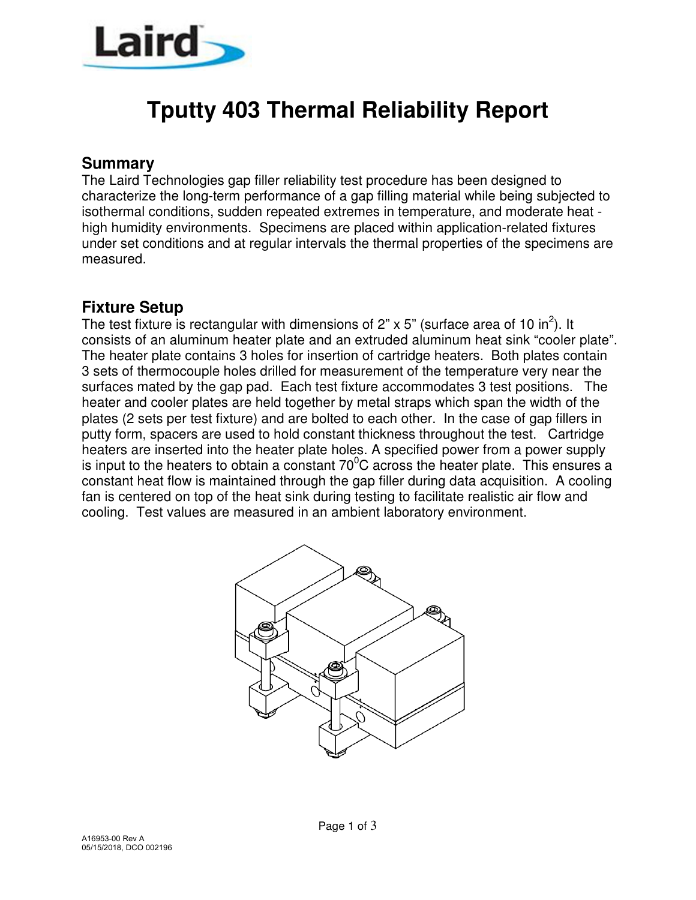# Tputty 403 Thermal Reliability Report

## Summary

The Laird Technologies gap filler reliability test procedure has been designed to characterize the long-term performance of a gap filling material while being subjected to isothermal conditions, sudden repeated extremes in temperature, and moderate heat - high humidity environments. Specimens are placed within application-related fixtures under set conditions and at regular intervals the thermal properties of the specimens are measured.

## Fixture Setup

The test fixture is rectangular with dimensions of 2" x 5" (surface area of 10 $in^2$). It consists of an aluminum heater plate and an extruded aluminum heat sink "cooler plate". The heater plate contains 3 holes for insertion of cartridge heaters. Both plates contain 3 sets of thermocouple holes drilled for measurement of the temperature very near the surfaces mated by the gap pad. Each test fixture accommodates 3 test positions. The heater and cooler plates are held together by metal straps which span the width of the plates (2 sets per test fixture) and are bolted to each other. In the case of gap fillers in putty form, spacers are used to hold constant thickness throughout the test. Cartridge heaters are inserted into the heater plate holes. A specified power from a power supply is input to the heaters to obtain a constant $70^0C$ across the heater plate. This ensures a constant heat flow is maintained through the gap filler during data acquisition. A cooling fan is centered on top of the heat sink during testing to facilitate realistic air flow and cooling. Test values are measured in an ambient laboratory environment.

A16953-00 Rev A
05/15/2018, DCO 002196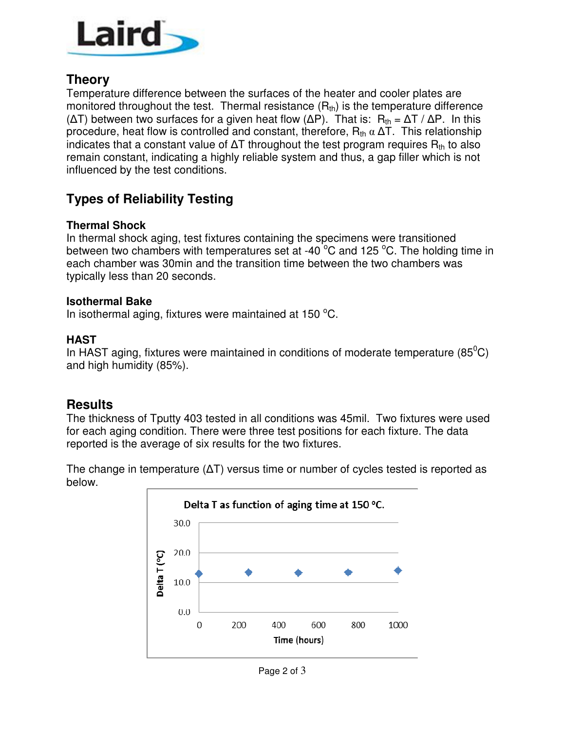## Theory

Temperature difference between the surfaces of the heater and cooler plates are monitored throughout the test. Thermal resistance ($R_{th}$) is the temperature difference ($\Delta T$) between two surfaces for a given heat flow ($\Delta P$). That is: $R_{th} = \Delta T / \Delta P$. In this procedure, heat flow is controlled and constant, therefore, $R_{th} \propto \Delta T$. This relationship indicates that a constant value of $\Delta T$ throughout the test program requires $R_{th}$ to also remain constant, indicating a highly reliable system and thus, a gap filler which is not influenced by the test conditions.

## Types of Reliability Testing

### Thermal Shock

In thermal shock aging, test fixtures containing the specimens were transitioned between two chambers with temperatures set at -40 °C and 125 °C. The holding time in each chamber was 30min and the transition time between the two chambers was typically less than 20 seconds.

### Isothermal Bake

In isothermal aging, fixtures were maintained at 150 °C.

### HAST

In HAST aging, fixtures were maintained in conditions of moderate temperature (85°C) and high humidity (85%).

## Results

The thickness of Tputty 403 tested in all conditions was 45mil. Two fixtures were used for each aging condition. There were three test positions for each fixture. The data reported is the average of six results for the two fixtures.

The change in temperature ($\Delta T$) versus time or number of cycles tested is reported as below.

Delta T as function of aging time at 150 °C.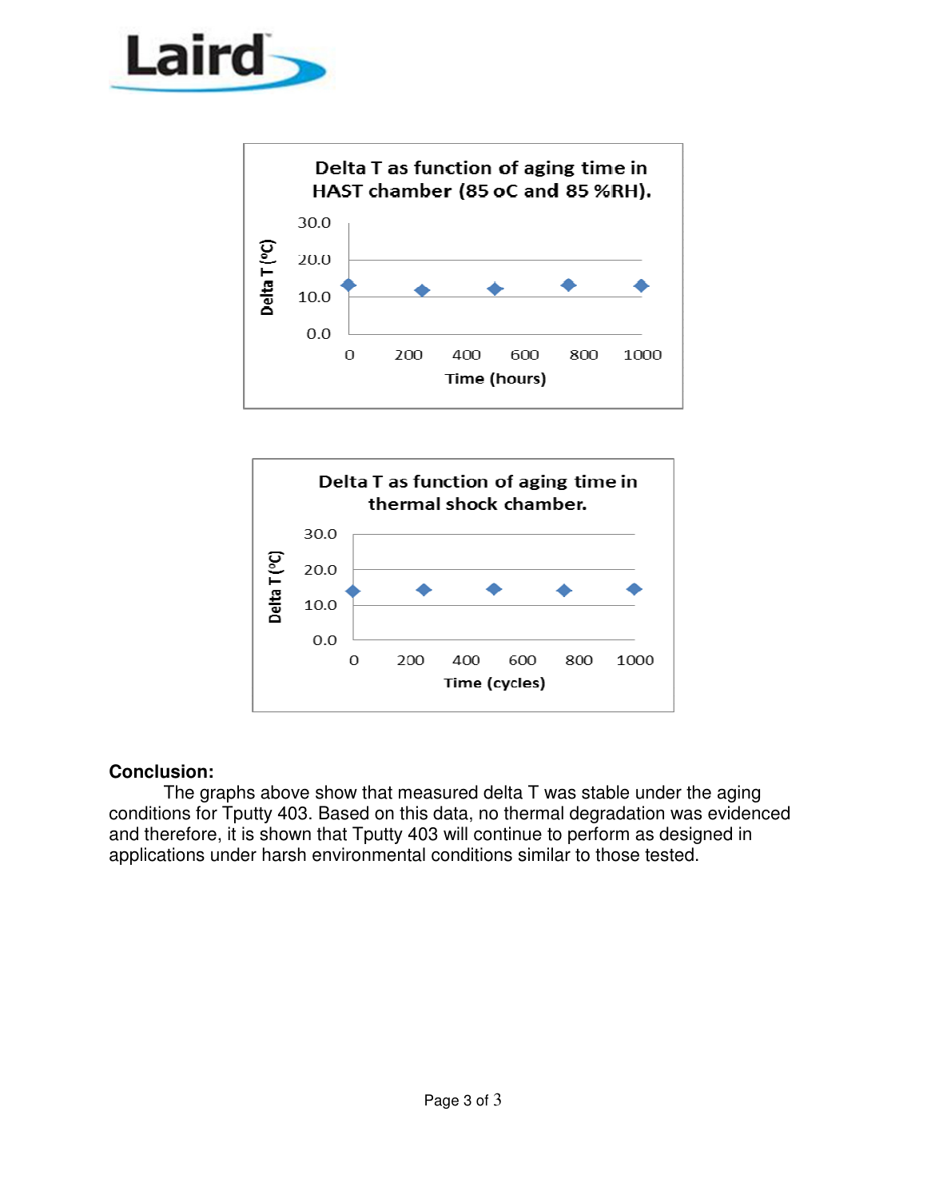Delta T as function of aging time in HAST chamber (85 oC and 85 %RH).

Delta T (ºC)

30.0
20.0
10.0
0.0

0
200
400
600
800
1000

Time (hours)

Delta T as function of aging time in thermal shock chamber.

Delta T (ºC)

30.0
20.0
10.0
0.0

0
200
400
600
800
1000

Time (cycles)

**Conclusion:**

The graphs above show that measured delta T was stable under the aging conditions for Tputty 403. Based on this data, no thermal degradation was evidenced and therefore, it is shown that Tputty 403 will continue to perform as designed in applications under harsh environmental conditions similar to those tested.